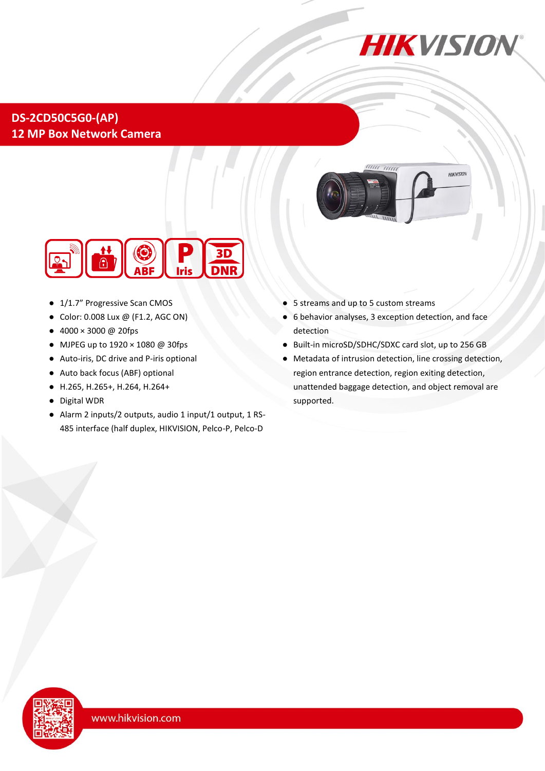# DS-2CD50C5G0-(AP)

## 12 MP Box Network Camera

- 1/1.7" Progressive Scan CMOS
- Color: 0.008 Lux @ (F1.2, AGC ON)
- 4000 × 3000 @ 20fps
- MJPEG up to 1920 × 1080 @ 30fps
- Auto-iris, DC drive and P-iris optional
- Auto back focus (ABF) optional
- H.265, H.265+, H.264, H.264+
- Digital WDR
- Alarm 2 inputs/2 outputs, audio 1 input/1 output, 1 RS-485 interface (half duplex, HIKVISION, Pelco-P, Pelco-D
- 5 streams and up to 5 custom streams
- 6 behavior analyses, 3 exception detection, and face detection
- Built-in microSD/SDHC/SDXC card slot, up to 256 GB
- Metadata of intrusion detection, line crossing detection, region entrance detection, region exiting detection, unattended baggage detection, and object removal are supported.

www.hikvision.com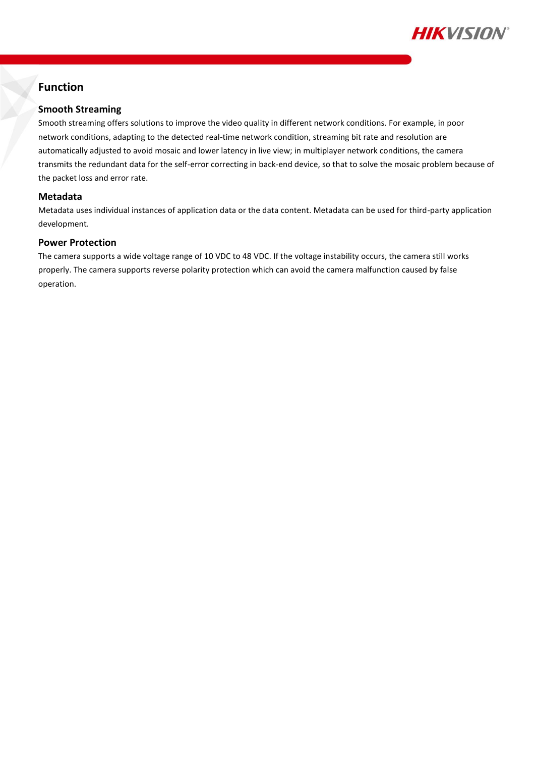## Function

### Smooth Streaming

Smooth streaming offers solutions to improve the video quality in different network conditions. For example, in poor network conditions, adapting to the detected real-time network condition, streaming bit rate and resolution are automatically adjusted to avoid mosaic and lower latency in live view; in multiplayer network conditions, the camera transmits the redundant data for the self-error correcting in back-end device, so that to solve the mosaic problem because of the packet loss and error rate.

### Metadata

Metadata uses individual instances of application data or the data content. Metadata can be used for third-party application development.

### Power Protection

The camera supports a wide voltage range of 10 VDC to 48 VDC. If the voltage instability occurs, the camera still works properly. The camera supports reverse polarity protection which can avoid the camera malfunction caused by false operation.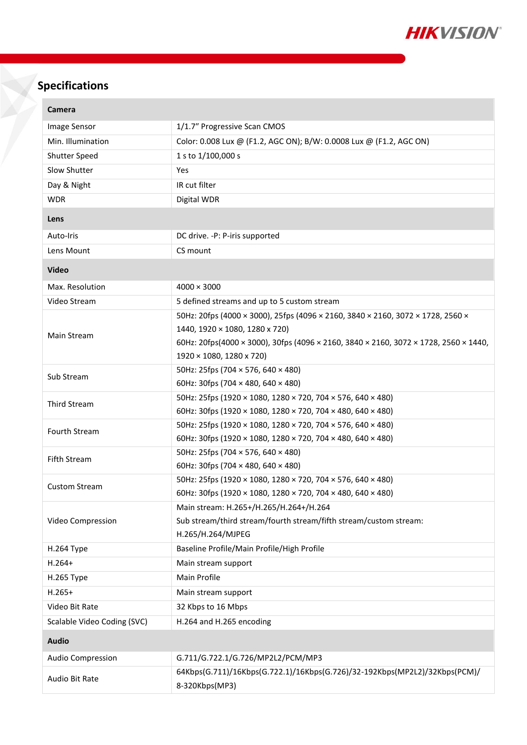## Specifications

| Camera | |
|---|---|
| Image Sensor | 1/1.7" Progressive Scan CMOS |
| Min. Illumination | Color: 0.008 Lux @ (F1.2, AGC ON); B/W: 0.0008 Lux @ (F1.2, AGC ON) |
| Shutter Speed | 1 s to 1/100,000 s |
| Slow Shutter | Yes |
| Day & Night | IR cut filter |
| WDR | Digital WDR |
| **Lens** | |
| Auto-Iris | DC drive. -P: P-iris supported |
| Lens Mount | CS mount |
| **Video** | |
| Max. Resolution | 4000 × 3000 |
| Video Stream | 5 defined streams and up to 5 custom stream |
| Main Stream | 50Hz: 20fps (4000 × 3000), 25fps (4096 × 2160, 3840 × 2160, 3072 × 1728, 2560 × 1440, 1920 × 1080, 1280 x 720)<br>60Hz: 20fps(4000 × 3000), 30fps (4096 × 2160, 3840 × 2160, 3072 × 1728, 2560 × 1440, 1920 × 1080, 1280 x 720) |
| Sub Stream | 50Hz: 25fps (704 × 576, 640 × 480)<br>60Hz: 30fps (704 × 480, 640 × 480) |
| Third Stream | 50Hz: 25fps (1920 × 1080, 1280 × 720, 704 × 576, 640 × 480)<br>60Hz: 30fps (1920 × 1080, 1280 × 720, 704 × 480, 640 × 480) |
| Fourth Stream | 50Hz: 25fps (1920 × 1080, 1280 × 720, 704 × 576, 640 × 480)<br>60Hz: 30fps (1920 × 1080, 1280 × 720, 704 × 480, 640 × 480) |
| Fifth Stream | 50Hz: 25fps (704 × 576, 640 × 480)<br>60Hz: 30fps (704 × 480, 640 × 480) |
| Custom Stream | 50Hz: 25fps (1920 × 1080, 1280 × 720, 704 × 576, 640 × 480)<br>60Hz: 30fps (1920 × 1080, 1280 × 720, 704 × 480, 640 × 480) |
| Video Compression | Main stream: H.265+/H.265/H.264+/H.264<br>Sub stream/third stream/fourth stream/fifth stream/custom stream: H.265/H.264/MJPEG |
| H.264 Type | Baseline Profile/Main Profile/High Profile |
| H.264+ | Main stream support |
| H.265 Type | Main Profile |
| H.265+ | Main stream support |
| Video Bit Rate | 32 Kbps to 16 Mbps |
| Scalable Video Coding (SVC) | H.264 and H.265 encoding |
| **Audio** | |
| Audio Compression | G.711/G.722.1/G.726/MP2L2/PCM/MP3 |
| Audio Bit Rate | 64Kbps(G.711)/16Kbps(G.722.1)/16Kbps(G.726)/32-192Kbps(MP2L2)/32Kbps(PCM)/ 8-320Kbps(MP3) |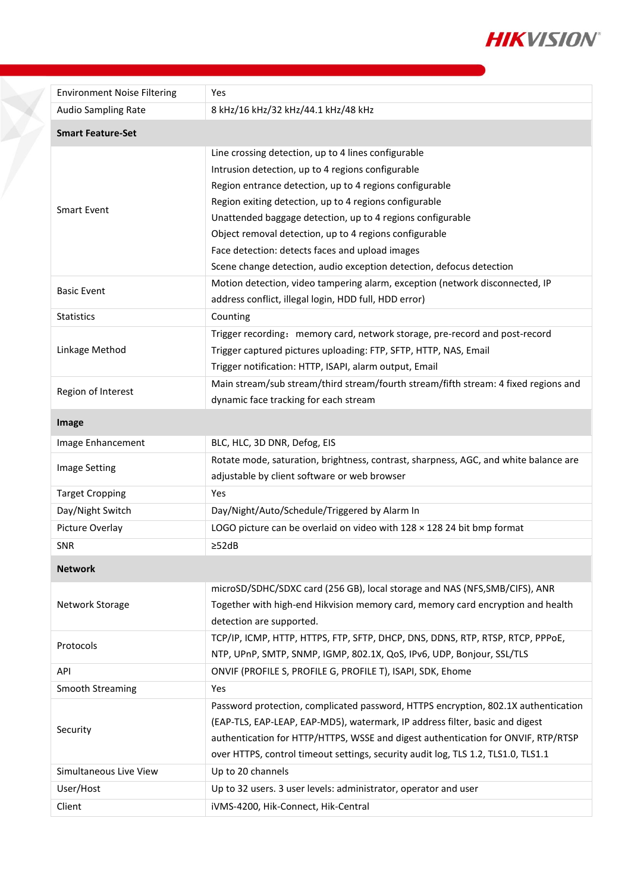| | |
|---|---|
| Environment Noise Filtering | Yes |
| Audio Sampling Rate | 8 kHz/16 kHz/32 kHz/44.1 kHz/48 kHz |
| **Smart Feature-Set** | |
| Smart Event | Line crossing detection, up to 4 lines configurable<br>Intrusion detection, up to 4 regions configurable<br>Region entrance detection, up to 4 regions configurable<br>Region exiting detection, up to 4 regions configurable<br>Unattended baggage detection, up to 4 regions configurable<br>Object removal detection, up to 4 regions configurable<br>Face detection: detects faces and upload images<br>Scene change detection, audio exception detection, defocus detection |
| Basic Event | Motion detection, video tampering alarm, exception (network disconnected, IP address conflict, illegal login, HDD full, HDD error) |
| Statistics | Counting |
| Linkage Method | Trigger recording： memory card, network storage, pre-record and post-record<br>Trigger captured pictures uploading: FTP, SFTP, HTTP, NAS, Email<br>Trigger notification: HTTP, ISAPI, alarm output, Email |
| Region of Interest | Main stream/sub stream/third stream/fourth stream/fifth stream: 4 fixed regions and dynamic face tracking for each stream |
| **Image** | |
| Image Enhancement | BLC, HLC, 3D DNR, Defog, EIS |
| Image Setting | Rotate mode, saturation, brightness, contrast, sharpness, AGC, and white balance are adjustable by client software or web browser |
| Target Cropping | Yes |
| Day/Night Switch | Day/Night/Auto/Schedule/Triggered by Alarm In |
| Picture Overlay | LOGO picture can be overlaid on video with 128 × 128 24 bit bmp format |
| SNR | ≥52dB |
| **Network** | |
| Network Storage | microSD/SDHC/SDXC card (256 GB), local storage and NAS (NFS,SMB/CIFS), ANR<br>Together with high-end Hikvision memory card, memory card encryption and health detection are supported. |
| Protocols | TCP/IP, ICMP, HTTP, HTTPS, FTP, SFTP, DHCP, DNS, DDNS, RTP, RTSP, RTCP, PPPoE, NTP, UPnP, SMTP, SNMP, IGMP, 802.1X, QoS, IPv6, UDP, Bonjour, SSL/TLS |
| API | ONVIF (PROFILE S, PROFILE G, PROFILE T), ISAPI, SDK, Ehome |
| Smooth Streaming | Yes |
| Security | Password protection, complicated password, HTTPS encryption, 802.1X authentication (EAP-TLS, EAP-LEAP, EAP-MD5), watermark, IP address filter, basic and digest authentication for HTTP/HTTPS, WSSE and digest authentication for ONVIF, RTP/RTSP over HTTPS, control timeout settings, security audit log, TLS 1.2, TLS1.0, TLS1.1 |
| Simultaneous Live View | Up to 20 channels |
| User/Host | Up to 32 users. 3 user levels: administrator, operator and user |
| Client | iVMS-4200, Hik-Connect, Hik-Central |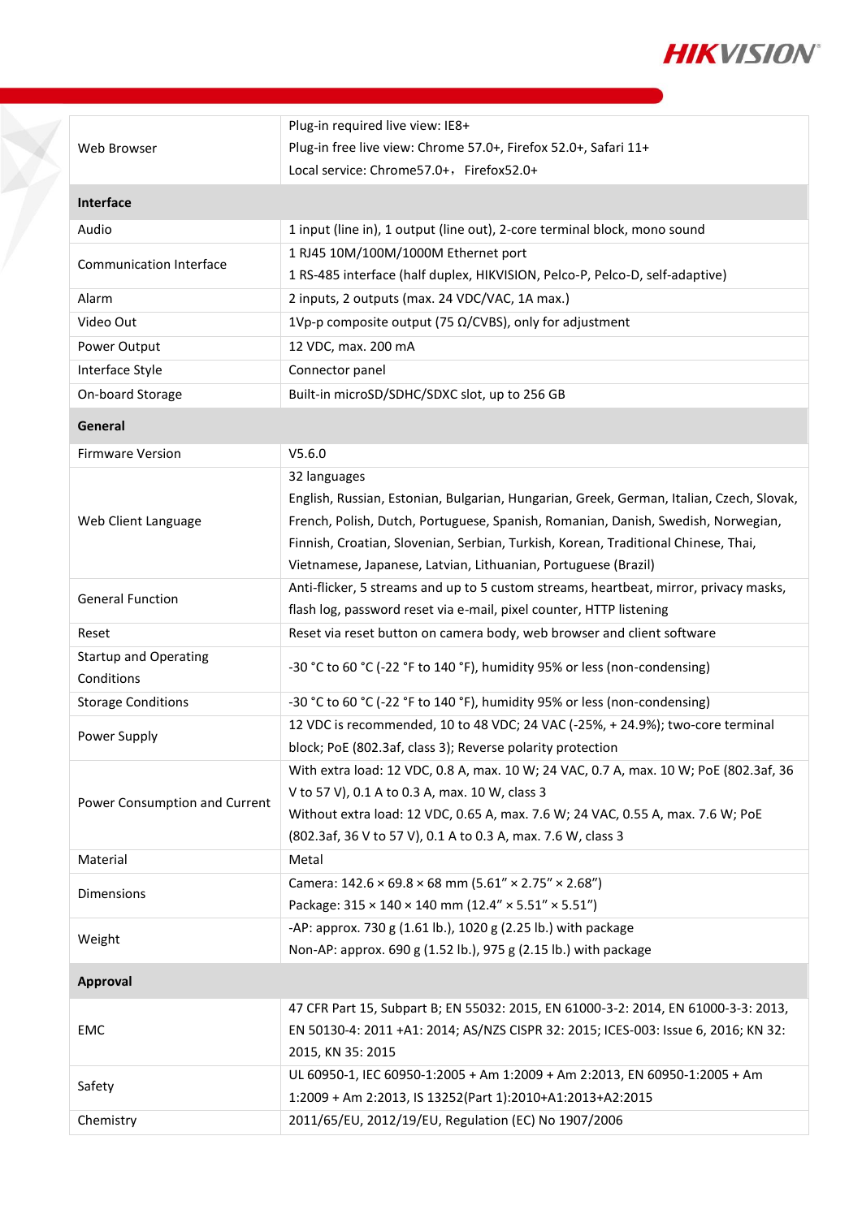| | |
|---|---|
| Web Browser | Plug-in required live view: IE8+<br>Plug-in free live view: Chrome 57.0+, Firefox 52.0+, Safari 11+<br>Local service: Chrome57.0+，Firefox52.0+ |
| **Interface** | |
| Audio | 1 input (line in), 1 output (line out), 2-core terminal block, mono sound |
| Communication Interface | 1 RJ45 10M/100M/1000M Ethernet port<br>1 RS-485 interface (half duplex, HIKVISION, Pelco-P, Pelco-D, self-adaptive) |
| Alarm | 2 inputs, 2 outputs (max. 24 VDC/VAC, 1A max.) |
| Video Out | 1Vp-p composite output (75 Ω/CVBS), only for adjustment |
| Power Output | 12 VDC, max. 200 mA |
| Interface Style | Connector panel |
| On-board Storage | Built-in microSD/SDHC/SDXC slot, up to 256 GB |
| **General** | |
| Firmware Version | V5.6.0 |
| Web Client Language | 32 languages<br>English, Russian, Estonian, Bulgarian, Hungarian, Greek, German, Italian, Czech, Slovak, French, Polish, Dutch, Portuguese, Spanish, Romanian, Danish, Swedish, Norwegian, Finnish, Croatian, Slovenian, Serbian, Turkish, Korean, Traditional Chinese, Thai, Vietnamese, Japanese, Latvian, Lithuanian, Portuguese (Brazil) |
| General Function | Anti-flicker, 5 streams and up to 5 custom streams, heartbeat, mirror, privacy masks, flash log, password reset via e-mail, pixel counter, HTTP listening |
| Reset | Reset via reset button on camera body, web browser and client software |
| Startup and Operating Conditions | -30 °C to 60 °C (-22 °F to 140 °F), humidity 95% or less (non-condensing) |
| Storage Conditions | -30 °C to 60 °C (-22 °F to 140 °F), humidity 95% or less (non-condensing) |
| Power Supply | 12 VDC is recommended, 10 to 48 VDC; 24 VAC (-25%, + 24.9%); two-core terminal block; PoE (802.3af, class 3); Reverse polarity protection |
| Power Consumption and Current | With extra load: 12 VDC, 0.8 A, max. 10 W; 24 VAC, 0.7 A, max. 10 W; PoE (802.3af, 36 V to 57 V), 0.1 A to 0.3 A, max. 10 W, class 3<br>Without extra load: 12 VDC, 0.65 A, max. 7.6 W; 24 VAC, 0.55 A, max. 7.6 W; PoE (802.3af, 36 V to 57 V), 0.1 A to 0.3 A, max. 7.6 W, class 3 |
| Material | Metal |
| Dimensions | Camera: 142.6 × 69.8 × 68 mm (5.61″ × 2.75″ × 2.68″)<br>Package: 315 × 140 × 140 mm (12.4″ × 5.51″ × 5.51″) |
| Weight | -AP: approx. 730 g (1.61 lb.), 1020 g (2.25 lb.) with package<br>Non-AP: approx. 690 g (1.52 lb.), 975 g (2.15 lb.) with package |
| **Approval** | |
| EMC | 47 CFR Part 15, Subpart B; EN 55032: 2015, EN 61000-3-2: 2014, EN 61000-3-3: 2013, EN 50130-4: 2011 +A1: 2014; AS/NZS CISPR 32: 2015; ICES-003: Issue 6, 2016; KN 32: 2015, KN 35: 2015 |
| Safety | UL 60950-1, IEC 60950-1:2005 + Am 1:2009 + Am 2:2013, EN 60950-1:2005 + Am 1:2009 + Am 2:2013, IS 13252(Part 1):2010+A1:2013+A2:2015 |
| Chemistry | 2011/65/EU, 2012/19/EU, Regulation (EC) No 1907/2006 |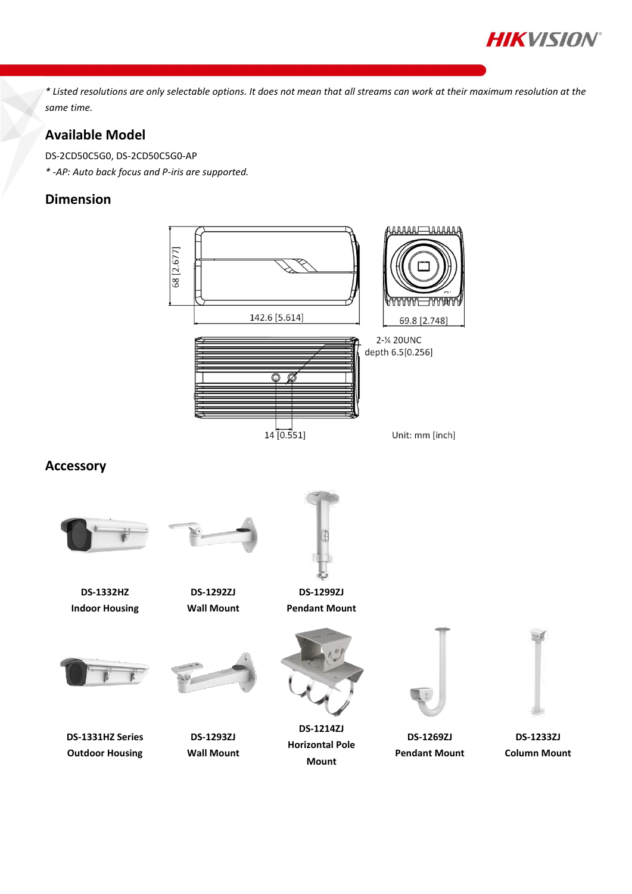*\* Listed resolutions are only selectable options. It does not mean that all streams can work at their maximum resolution at the same time.*

## Available Model

DS-2CD50C5G0, DS-2CD50C5G0-AP

*\* -AP: Auto back focus and P-iris are supported.*

## Dimension

68 [2.677]

142.6 [5.614]

69.8 [2.748]

2-¼ 20UNC
depth 6.5[0.256]

14 [0.551]

Unit: mm [inch]

## Accessory

| | | | | |
|---|---|---|---|---|
| **DS-1332HZ**<br>**Indoor Housing** | **DS-1292ZJ**<br>**Wall Mount** | **DS-1299ZJ**<br>**Pendant Mount** | | |
| **DS-1331HZ Series**<br>**Outdoor Housing** | **DS-1293ZJ**<br>**Wall Mount** | **DS-1214ZJ**<br>**Horizontal Pole Mount** | **DS-1269ZJ**<br>**Pendant Mount** | **DS-1233ZJ**<br>**Column Mount** |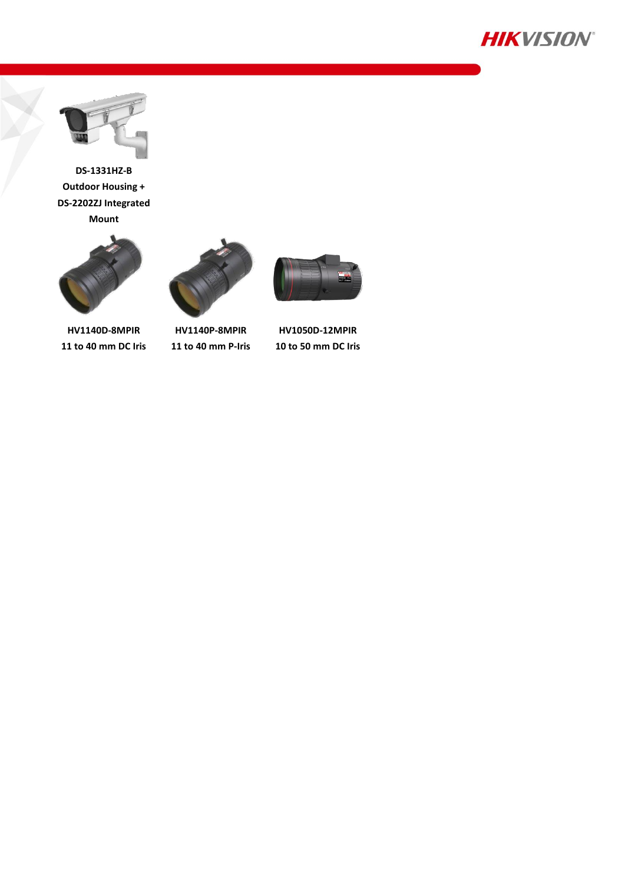**DS-1331HZ-B Outdoor Housing + DS-2202ZJ Integrated Mount**

**HV1140D-8MPIR 11 to 40 mm DC Iris**

**HV1140P-8MPIR 11 to 40 mm P-Iris**

**HV1050D-12MPIR 10 to 50 mm DC Iris**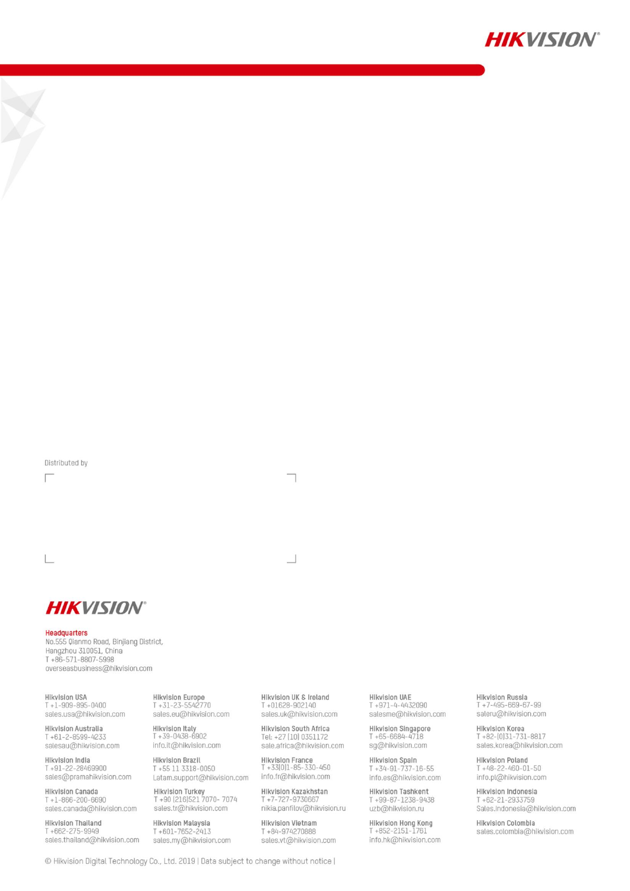Distributed by

**HIKVISION**

**Headquarters**
No.555 Qianmo Road, Binjiang District,
Hangzhou 310051, China
T +86-571-8807-5998
overseasbusiness@hikvision.com

**Hikvision USA**
T +1-909-895-0400
sales.usa@hikvision.com

**Hikvision Australia**
T +61-2-8599-4233
salesau@hikvision.com

**Hikvision India**
T +91-22-28469900
sales@pramahikvision.com

**Hikvision Canada**
T +1-866-200-6690
sales.canada@hikvision.com

**Hikvision Thailand**
T +662-275-9949
sales.thailand@hikvision.com

**Hikvision Europe**
T +31-23-5542770
sales.eu@hikvision.com

**Hikvision Italy**
T +39-0438-6902
info.it@hikvision.com

**Hikvision Brazil**
T +55 11 3318-0050
Latam.support@hikvision.com

**Hikvision Turkey**
T +90 (216)521 7070- 7074
sales.tr@hikvision.com

**Hikvision Malaysia**
T +601-7652-2413
sales.my@hikvision.com

**Hikvision UK & Ireland**
T +01628-902140
sales.uk@hikvision.com

**Hikvision South Africa**
Tel: +27 (10) 0351172
sale.africa@hikvision.com

**Hikvision France**
T +33(0)1-85-330-450
info.fr@hikvision.com

**Hikvision Kazakhstan**
T +7-727-9730667
nikia.panfilov@hikvision.ru

**Hikvision Vietnam**
T +84-974270888
sales.vt@hikvision.com

**Hikvision UAE**
T +971-4-4432090
salesme@hikvision.com

**Hikvision Singapore**
T +65-6684-4718
sg@hikvision.com

**Hikvision Spain**
T +34-91-737-16-55
info.es@hikvision.com

**Hikvision Tashkent**
T +99-87-1238-9438
uzb@hikvision.ru

**Hikvision Hong Kong**
T +852-2151-1761
info.hk@hikvision.com

**Hikvision Russia**
T +7-495-669-67-99
saleru@hikvision.com

**Hikvision Korea**
T +82-(0)31-731-8817
sales.korea@hikvision.com

**Hikvision Poland**
T +48-22-460-01-50
info.pl@hikvision.com

**Hikvision Indonesia**
T +62-21-2933759
Sales.Indonesia@hikvision.com

**Hikvision Colombia**
sales.colombia@hikvision.com

© Hikvision Digital Technology Co., Ltd. 2019 | Data subject to change without notice |